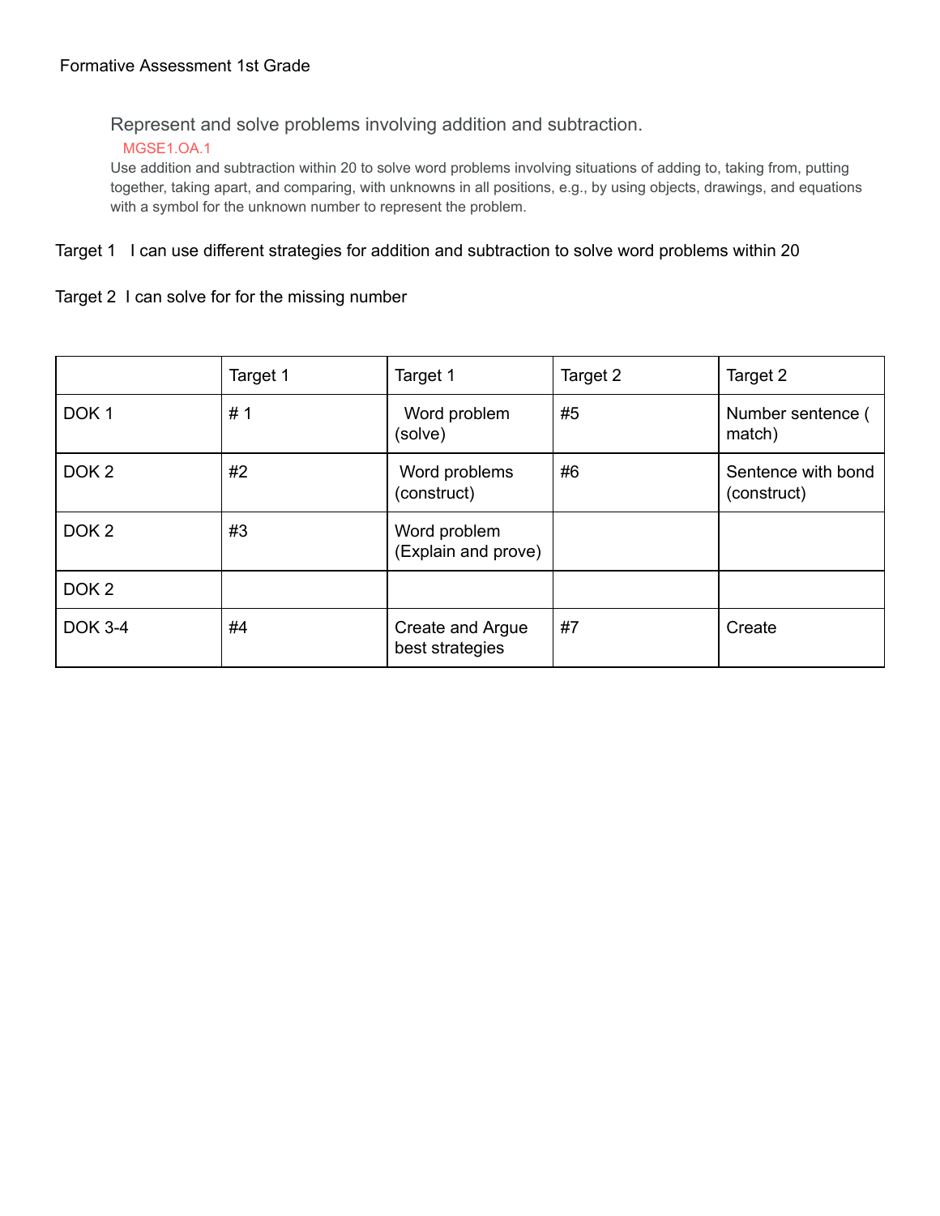# Formative Assessment 1st Grade

## Represent and solve problems involving addition and subtraction.

MGSE1.OA.1

Use addition and subtraction within 20 to solve word problems involving situations of adding to, taking from, putting together, taking apart, and comparing, with unknowns in all positions, e.g., by using objects, drawings, and equations with a symbol for the unknown number to represent the problem.

Target 1 I can use different strategies for addition and subtraction to solve word problems within 20

Target 2 I can solve for for the missing number

| | Target 1 | Target 1 | Target 2 | Target 2 |
|---|---|---|---|---|
| DOK 1 | # 1 | Word problem (solve) | #5 | Number sentence ( match) |
| DOK 2 | #2 | Word problems (construct) | #6 | Sentence with bond (construct) |
| DOK 2 | #3 | Word problem (Explain and prove) | | |
| DOK 2 | | | | |
| DOK 3-4 | #4 | Create and Argue best strategies | #7 | Create |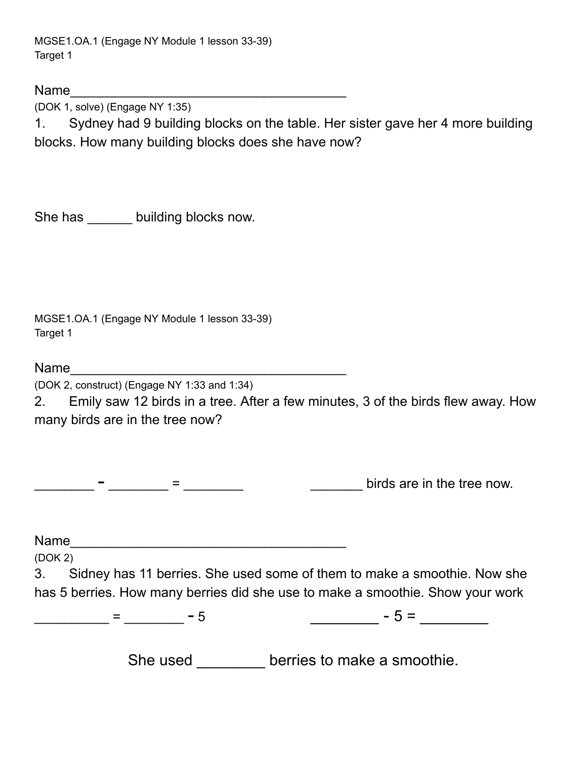MGSE1.OA.1 (Engage NY Module 1 lesson 33-39)
Target 1

Name______________________________________

(DOK 1, solve) (Engage NY 1:35)

1. Sydney had 9 building blocks on the table. Her sister gave her 4 more building blocks. How many building blocks does she have now?

She has ______ building blocks now.

MGSE1.OA.1 (Engage NY Module 1 lesson 33-39)
Target 1

Name______________________________________

(DOK 2, construct) (Engage NY 1:33 and 1:34)

2. Emily saw 12 birds in a tree. After a few minutes, 3 of the birds flew away. How many birds are in the tree now?

________ - ________ = ________ _______ birds are in the tree now.

Name______________________________________

(DOK 2)

3. Sidney has 11 berries. She used some of them to make a smoothie. Now she has 5 berries. How many berries did she use to make a smoothie. Show your work

__________ = ________ - 5 ________ - 5 = ________

She used ________ berries to make a smoothie.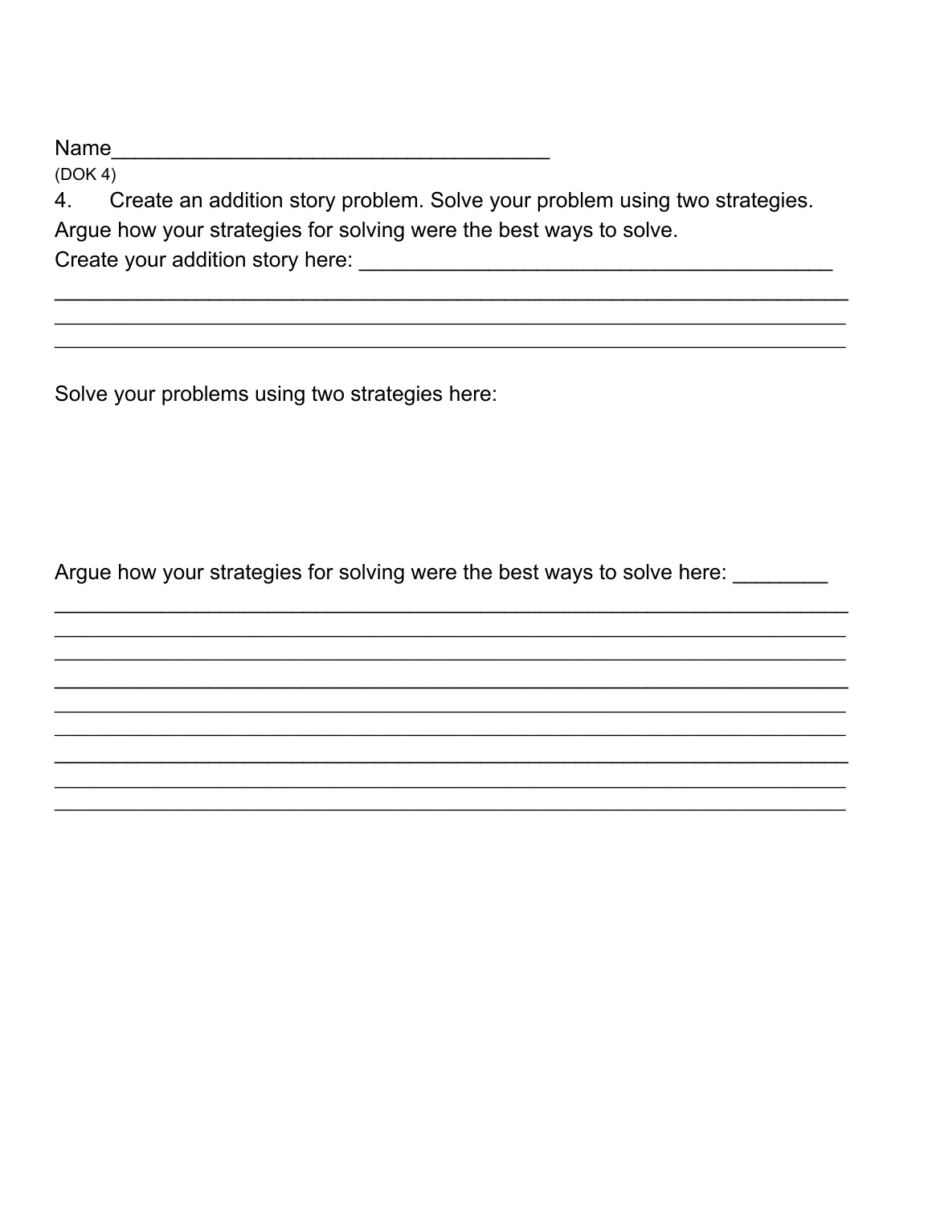Name_____________________________________

(DOK 4)

4. Create an addition story problem. Solve your problem using two strategies. Argue how your strategies for solving were the best ways to solve.

Create your addition story here: ________________________________________

_________________________________________________________________

_________________________________________________________________

_________________________________________________________________

Solve your problems using two strategies here:

Argue how your strategies for solving were the best ways to solve here: ________

_________________________________________________________________

_________________________________________________________________

_________________________________________________________________

_________________________________________________________________

_________________________________________________________________

_________________________________________________________________

_________________________________________________________________

_________________________________________________________________

_________________________________________________________________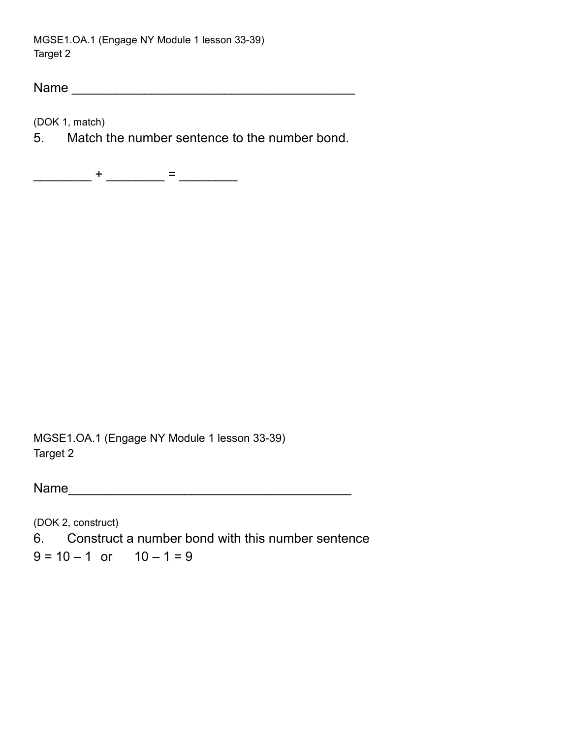MGSE1.OA.1 (Engage NY Module 1 lesson 33-39)
Target 2

Name ________________________________________

(DOK 1, match)

5. Match the number sentence to the number bond.

________ + ________ = ________

MGSE1.OA.1 (Engage NY Module 1 lesson 33-39)
Target 2

Name________________________________________

(DOK 2, construct)

6. Construct a number bond with this number sentence

$9 = 10 - 1$ or $10 - 1 = 9$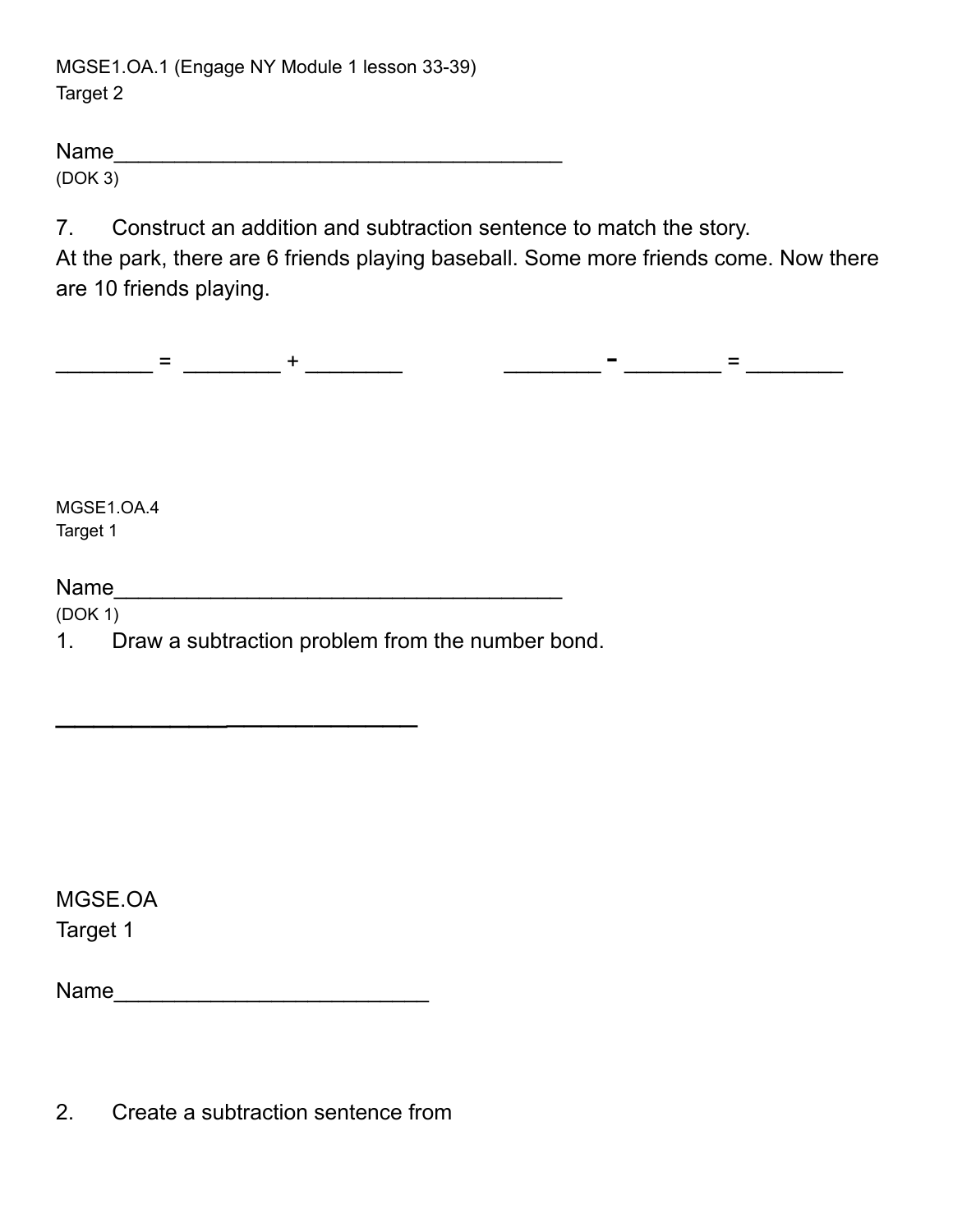MGSE1.OA.1 (Engage NY Module 1 lesson 33-39)
Target 2

Name______________________________________
(DOK 3)

7. Construct an addition and subtraction sentence to match the story.
At the park, there are 6 friends playing baseball. Some more friends come. Now there are 10 friends playing.

________ = ________ + ________ ________ - ________ = ________

MGSE1.OA.4
Target 1

Name______________________________________
(DOK 1)

1. Draw a subtraction problem from the number bond.

______________________________

MGSE.OA
Target 1

Name__________________________

2. Create a subtraction sentence from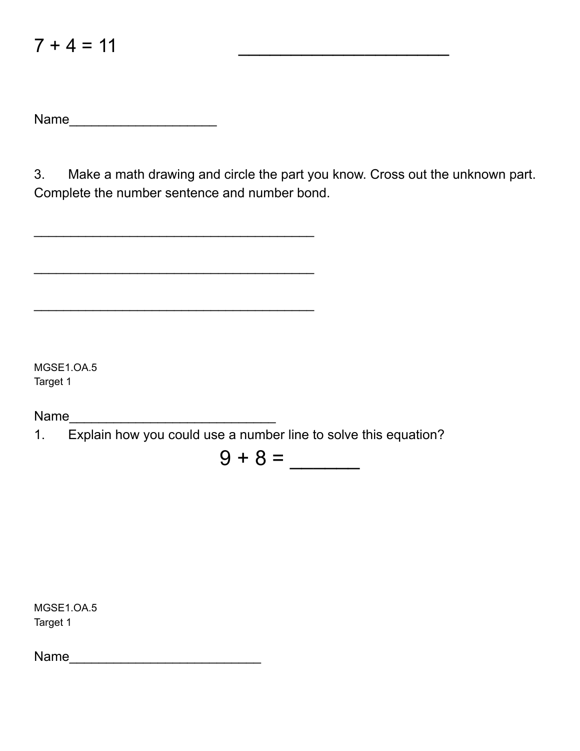$7 + 4 = 11$ ______________________

Name____________________

3. Make a math drawing and circle the part you know. Cross out the unknown part. Complete the number sentence and number bond.

_______________________________________

_______________________________________

_______________________________________

MGSE1.OA.5
Target 1

Name____________________________

1. Explain how you could use a number line to solve this equation?

$$9 + 8 = \_\_\_\_\_\_\_$$

MGSE1.OA.5
Target 1

Name__________________________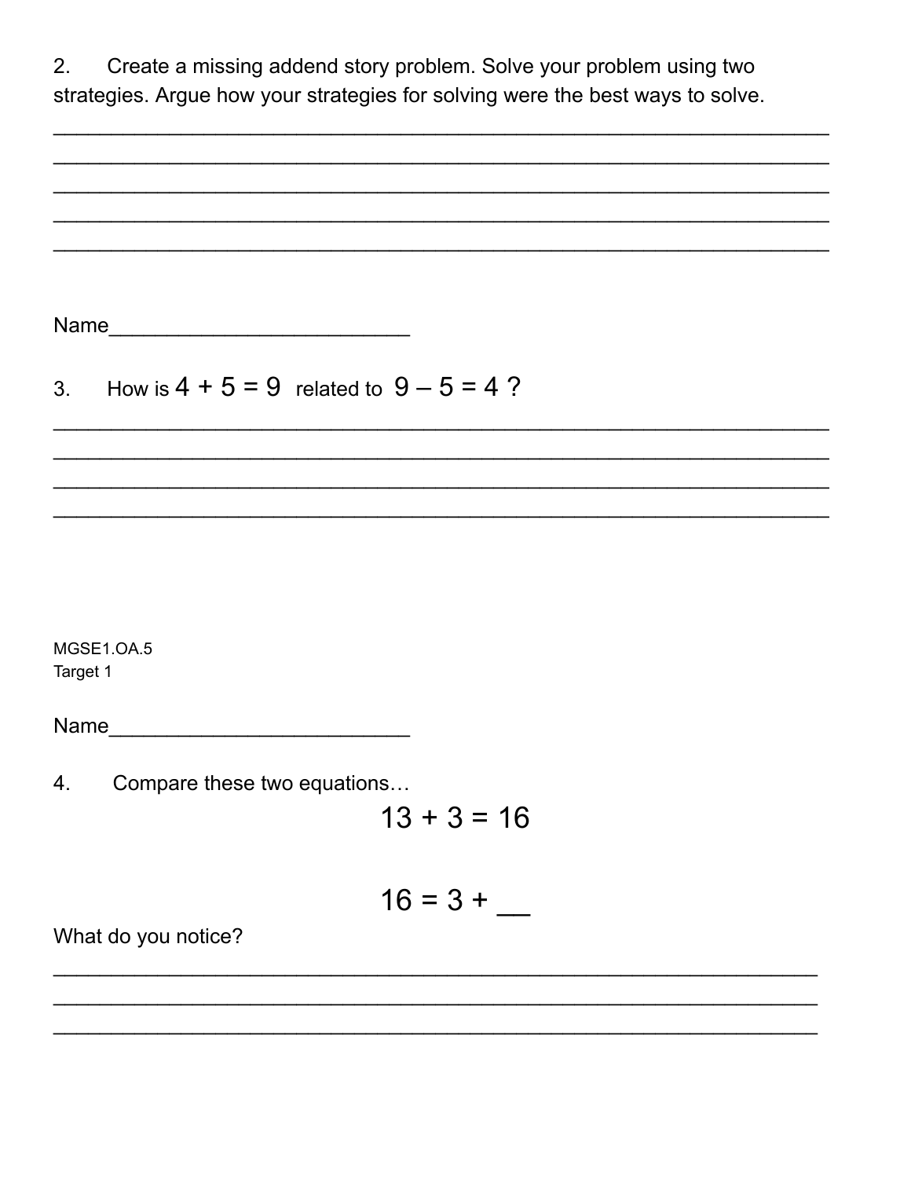2. Create a missing addend story problem. Solve your problem using two strategies. Argue how your strategies for solving were the best ways to solve.

_______________________________________________________________

_______________________________________________________________

_______________________________________________________________

_______________________________________________________________

_______________________________________________________________

Name_________________________

3. How is $4 + 5 = 9$ related to $9 – 5 = 4$ ?

_______________________________________________________________

_______________________________________________________________

_______________________________________________________________

_______________________________________________________________

MGSE1.OA.5
Target 1

Name_________________________

4. Compare these two equations…

$$13 + 3 = 16$$

$$16 = 3 + \_\_$$

What do you notice?

_______________________________________________________________

_______________________________________________________________

_______________________________________________________________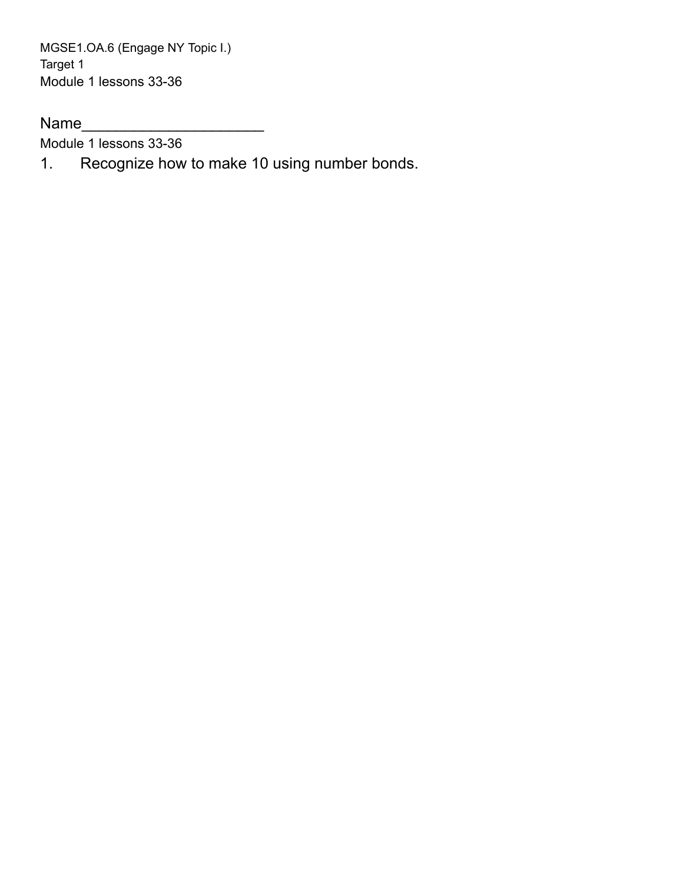MGSE1.OA.6 (Engage NY Topic I.)
Target 1
Module 1 lessons 33-36

Name____________________

Module 1 lessons 33-36

1. Recognize how to make 10 using number bonds.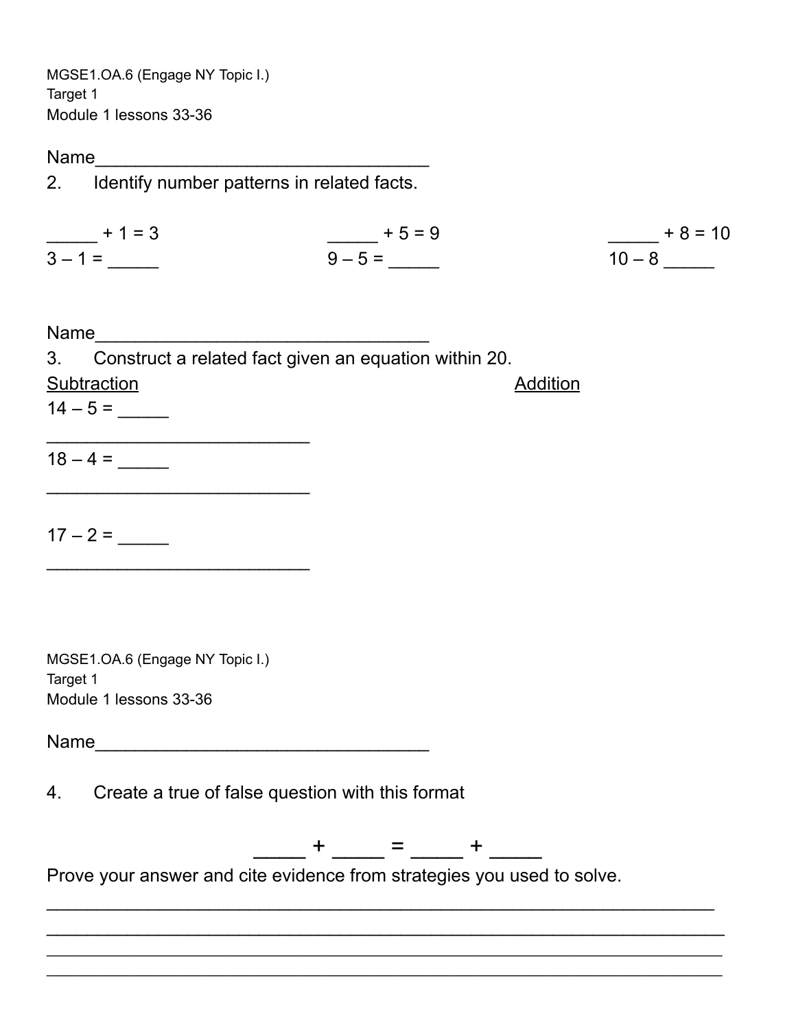MGSE1.OA.6 (Engage NY Topic I.)
Target 1
Module 1 lessons 33-36

Name________________________________

2. Identify number patterns in related facts.

| | | |
|---|---|---|
| _____ + 1 = 3 | _____ + 5 = 9 | _____ + 8 = 10 |
| 3 – 1 = _____ | 9 – 5 = _____ | 10 – 8 _____ |

Name________________________________

3. Construct a related fact given an equation within 20.

<u>Subtraction</u> <u>Addition</u>

14 – 5 = _____

_________________________

18 – 4 = _____

_________________________

17 – 2 = _____

_________________________

MGSE1.OA.6 (Engage NY Topic I.)
Target 1
Module 1 lessons 33-36

Name________________________________

4. Create a true of false question with this format

_____ + _____ = _____ + _____

Prove your answer and cite evidence from strategies you used to solve.

_______________________________________________________________

_______________________________________________________________

_______________________________________________________________

_______________________________________________________________